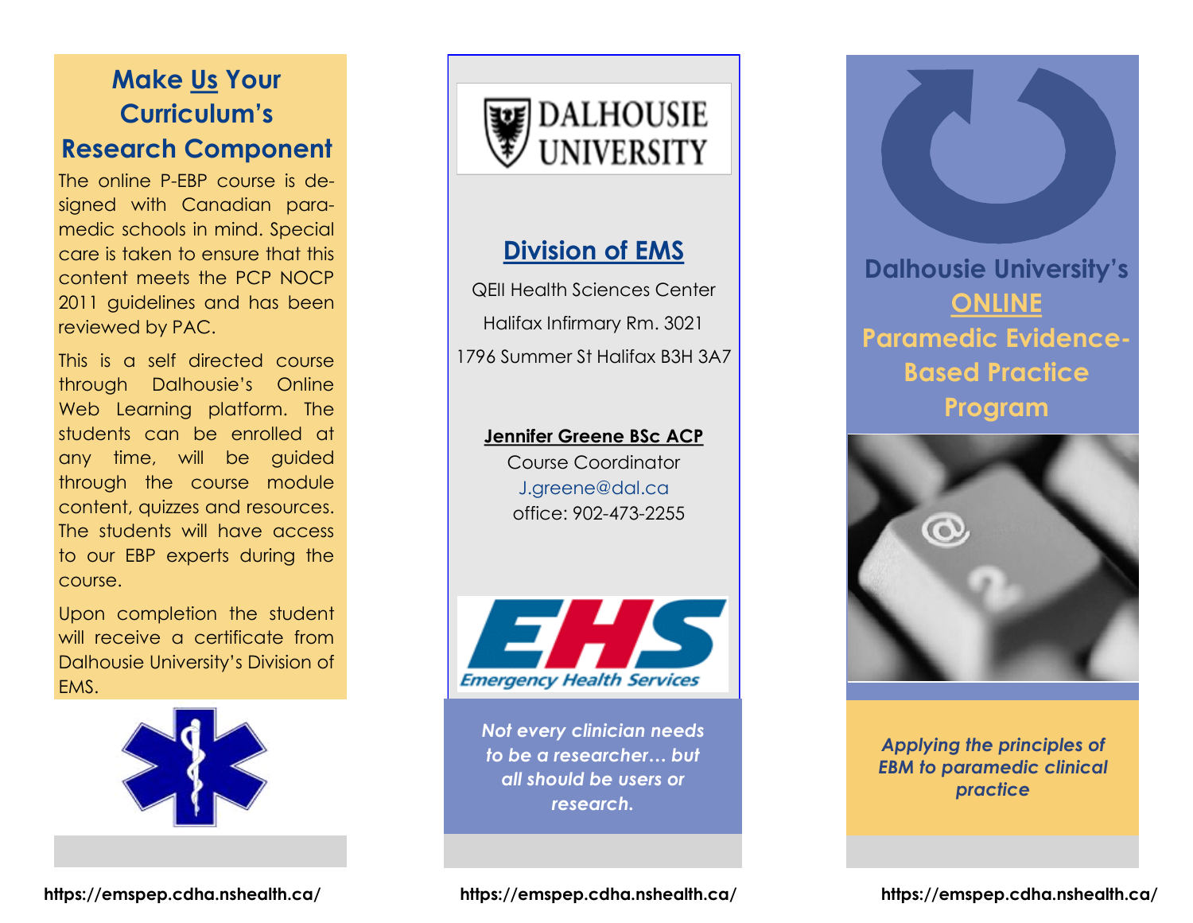## Make Us Your Curriculum's Research Component

The online P-EBP course is designed with Canadian paramedic schools in mind. Special care is taken to ensure that this content meets the PCP NOCP 2011 guidelines and has been reviewed by PAC.

This is a self directed course through Dalhousie's Online Web Learning platform. The students can be enrolled at any time, will be guided through the course module content, quizzes and resources. The students will have access to our EBP experts during the course.

Upon completion the student will receive a certificate from Dalhousie University's Division of EMS.

https://emspep.cdha.nshealth.ca/

DALHOUSIE UNIVERSITY

## Division of EMS

QEII Health Sciences Center

Halifax Infirmary Rm. 3021

1796 Summer St Halifax B3H 3A7

**Jennifer Greene BSc ACP**

Course Coordinator

J.greene@dal.ca

office: 902-473-2255

EHS Emergency Health Services

*Not every clinician needs to be a researcher… but all should be users or research.*

https://emspep.cdha.nshealth.ca/

# Dalhousie University's ONLINE Paramedic Evidence-Based Practice Program

*Applying the principles of EBM to paramedic clinical practice*

https://emspep.cdha.nshealth.ca/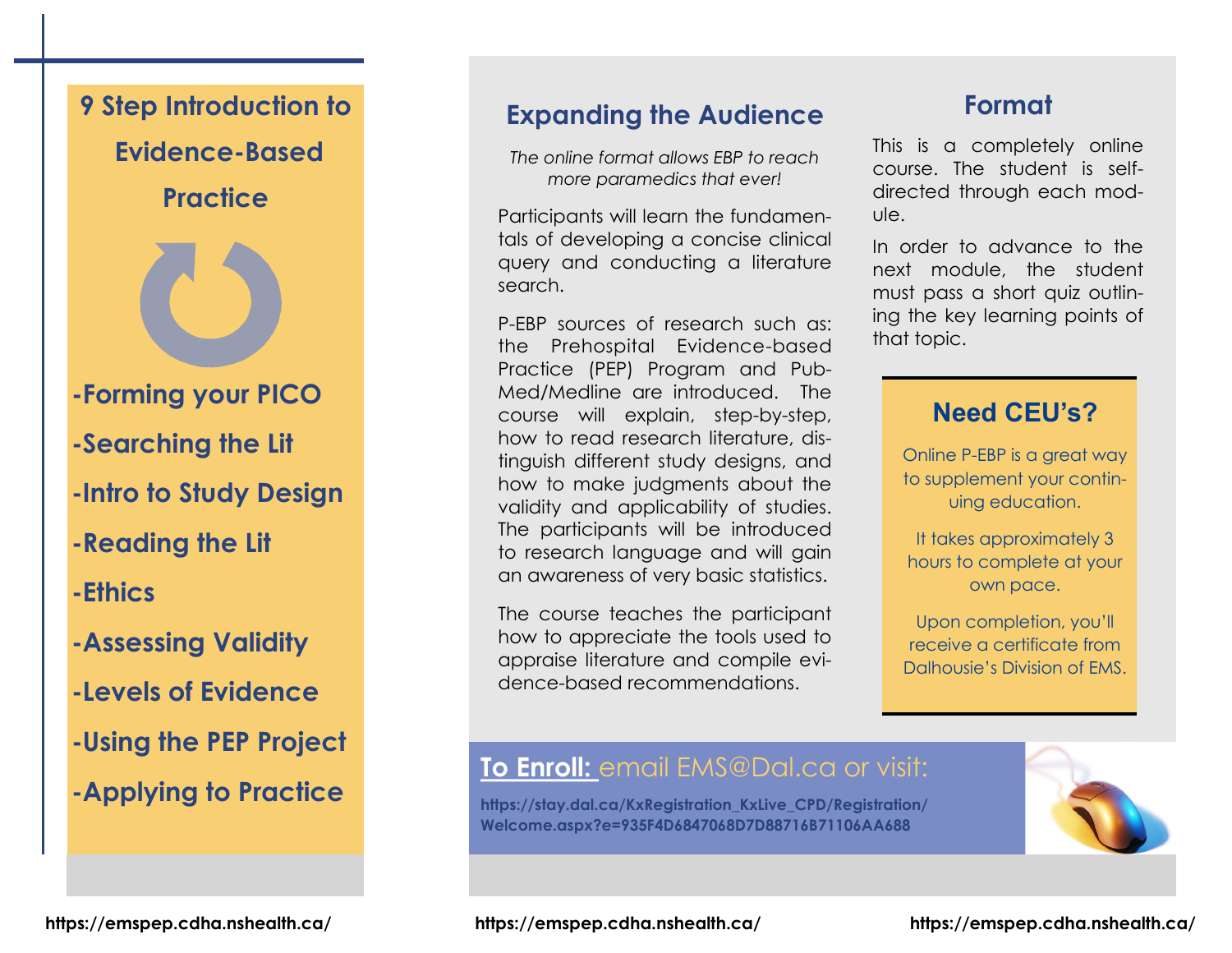# 9 Step Introduction to Evidence-Based Practice

- -Forming your PICO
- -Searching the Lit
- -Intro to Study Design
- -Reading the Lit
- -Ethics
- -Assessing Validity
- -Levels of Evidence
- -Using the PEP Project
- -Applying to Practice

## Expanding the Audience

*The online format allows EBP to reach more paramedics that ever!*

Participants will learn the fundamentals of developing a concise clinical query and conducting a literature search.

P-EBP sources of research such as: the Prehospital Evidence-based Practice (PEP) Program and PubMed/Medline are introduced. The course will explain, step-by-step, how to read research literature, distinguish different study designs, and how to make judgments about the validity and applicability of studies. The participants will be introduced to research language and will gain an awareness of very basic statistics.

The course teaches the participant how to appreciate the tools used to appraise literature and compile evidence-based recommendations.

## Format

This is a completely online course. The student is self-directed through each module.

In order to advance to the next module, the student must pass a short quiz outlining the key learning points of that topic.

### Need CEU's?

Online P-EBP is a great way to supplement your continuing education.

It takes approximately 3 hours to complete at your own pace.

Upon completion, you'll receive a certificate from Dalhousie's Division of EMS.

**To Enroll:** email EMS@Dal.ca or visit:

**https://stay.dal.ca/KxRegistration_KxLive_CPD/Registration/Welcome.aspx?e=935F4D6847068D7D88716B71106AA688**

https://emspep.cdha.nshealth.ca/